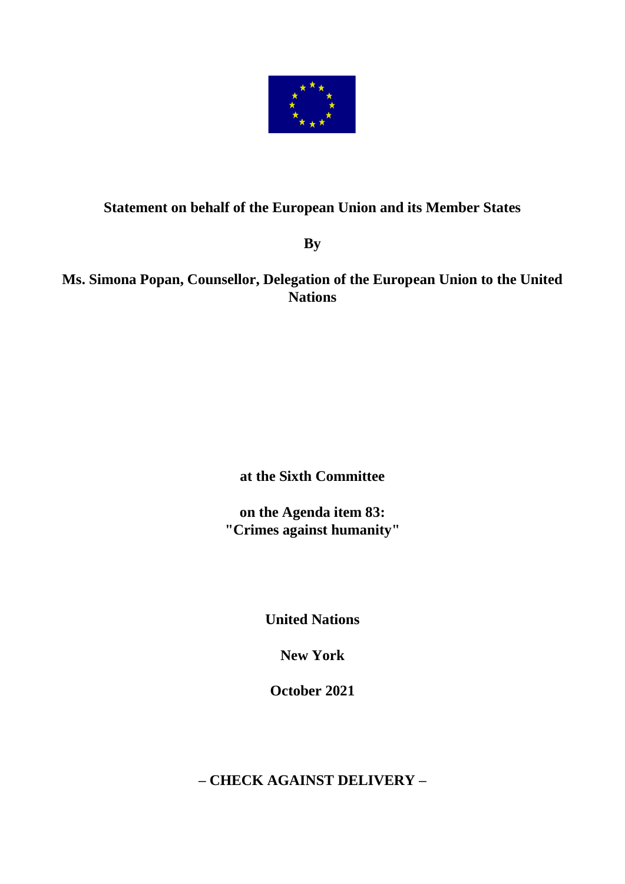**Statement on behalf of the European Union and its Member States**

**By**

**Ms. Simona Popan, Counsellor, Delegation of the European Union to the United Nations**

**at the Sixth Committee**

**on the Agenda item 83: "Crimes against humanity"**

**United Nations**

**New York**

**October 2021**

**– CHECK AGAINST DELIVERY –**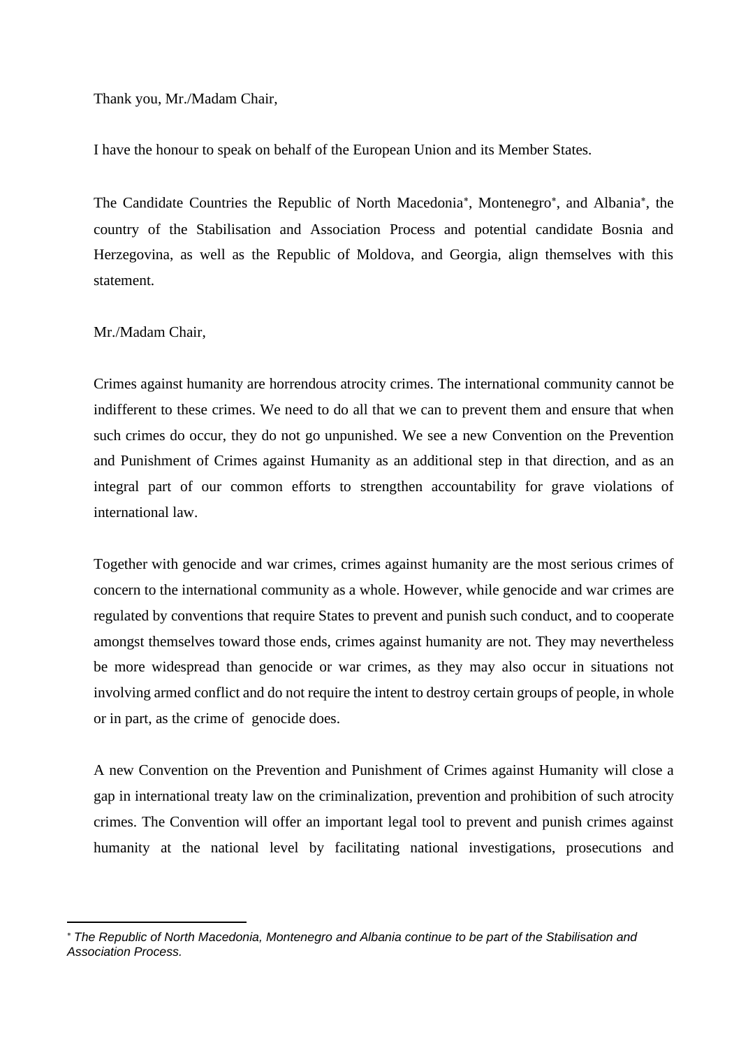Thank you, Mr./Madam Chair,

I have the honour to speak on behalf of the European Union and its Member States.

The Candidate Countries the Republic of North Macedonia*, Montenegro*, and Albania*, the country of the Stabilisation and Association Process and potential candidate Bosnia and Herzegovina, as well as the Republic of Moldova, and Georgia, align themselves with this statement.

Mr./Madam Chair,

Crimes against humanity are horrendous atrocity crimes. The international community cannot be indifferent to these crimes. We need to do all that we can to prevent them and ensure that when such crimes do occur, they do not go unpunished. We see a new Convention on the Prevention and Punishment of Crimes against Humanity as an additional step in that direction, and as an integral part of our common efforts to strengthen accountability for grave violations of international law.

Together with genocide and war crimes, crimes against humanity are the most serious crimes of concern to the international community as a whole. However, while genocide and war crimes are regulated by conventions that require States to prevent and punish such conduct, and to cooperate amongst themselves toward those ends, crimes against humanity are not. They may nevertheless be more widespread than genocide or war crimes, as they may also occur in situations not involving armed conflict and do not require the intent to destroy certain groups of people, in whole or in part, as the crime of genocide does.

A new Convention on the Prevention and Punishment of Crimes against Humanity will close a gap in international treaty law on the criminalization, prevention and prohibition of such atrocity crimes. The Convention will offer an important legal tool to prevent and punish crimes against humanity at the national level by facilitating national investigations, prosecutions and

---

\* *The Republic of North Macedonia, Montenegro and Albania continue to be part of the Stabilisation and Association Process.*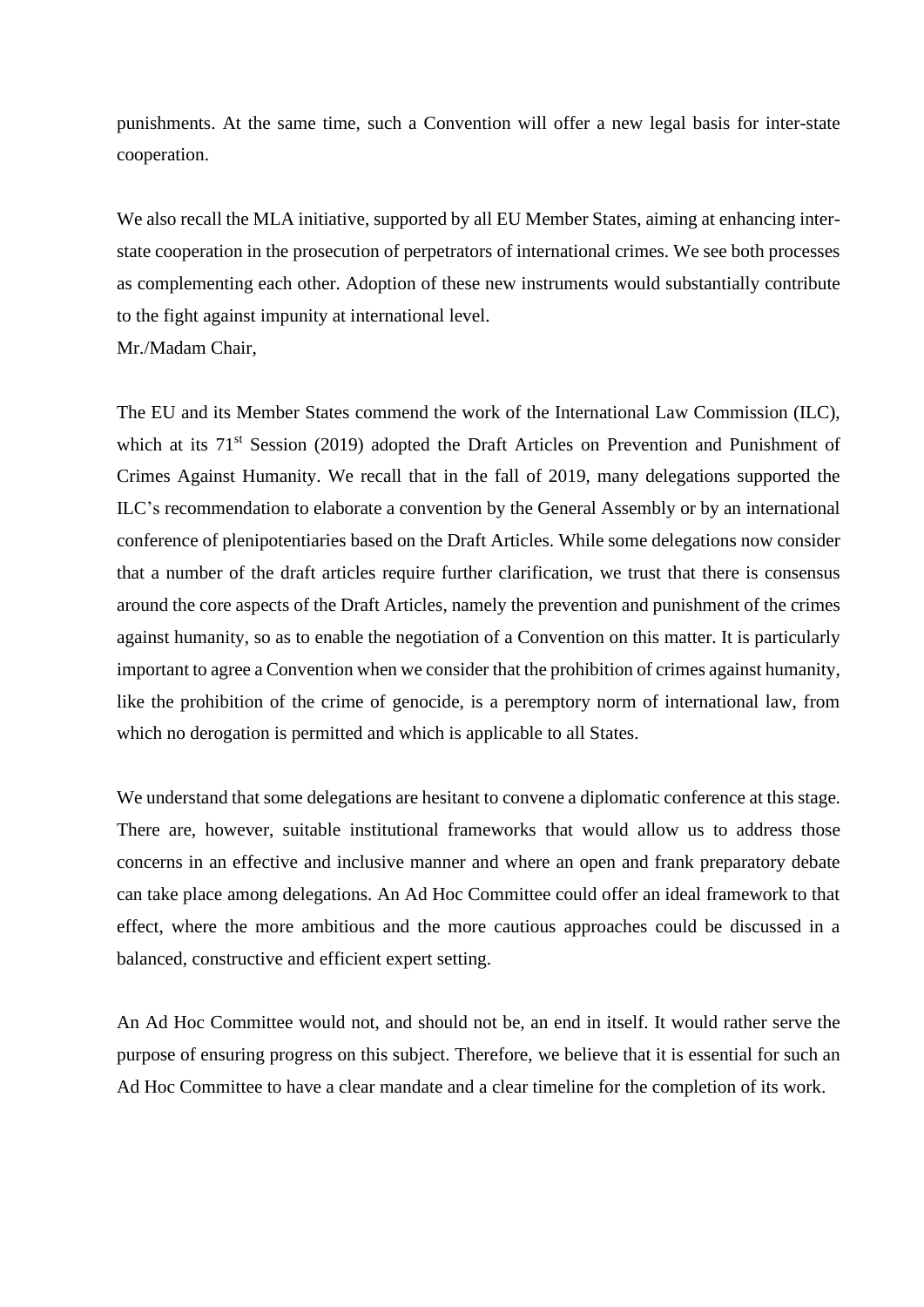punishments. At the same time, such a Convention will offer a new legal basis for inter-state cooperation.

We also recall the MLA initiative, supported by all EU Member States, aiming at enhancing inter-state cooperation in the prosecution of perpetrators of international crimes. We see both processes as complementing each other. Adoption of these new instruments would substantially contribute to the fight against impunity at international level.

Mr./Madam Chair,

The EU and its Member States commend the work of the International Law Commission (ILC), which at its 71st Session (2019) adopted the Draft Articles on Prevention and Punishment of Crimes Against Humanity. We recall that in the fall of 2019, many delegations supported the ILC's recommendation to elaborate a convention by the General Assembly or by an international conference of plenipotentiaries based on the Draft Articles. While some delegations now consider that a number of the draft articles require further clarification, we trust that there is consensus around the core aspects of the Draft Articles, namely the prevention and punishment of the crimes against humanity, so as to enable the negotiation of a Convention on this matter. It is particularly important to agree a Convention when we consider that the prohibition of crimes against humanity, like the prohibition of the crime of genocide, is a peremptory norm of international law, from which no derogation is permitted and which is applicable to all States.

We understand that some delegations are hesitant to convene a diplomatic conference at this stage. There are, however, suitable institutional frameworks that would allow us to address those concerns in an effective and inclusive manner and where an open and frank preparatory debate can take place among delegations. An Ad Hoc Committee could offer an ideal framework to that effect, where the more ambitious and the more cautious approaches could be discussed in a balanced, constructive and efficient expert setting.

An Ad Hoc Committee would not, and should not be, an end in itself. It would rather serve the purpose of ensuring progress on this subject. Therefore, we believe that it is essential for such an Ad Hoc Committee to have a clear mandate and a clear timeline for the completion of its work.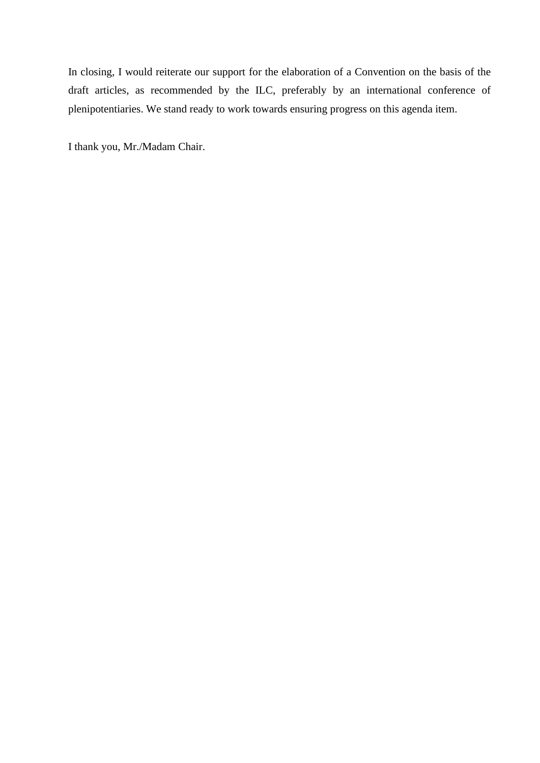In closing, I would reiterate our support for the elaboration of a Convention on the basis of the draft articles, as recommended by the ILC, preferably by an international conference of plenipotentiaries. We stand ready to work towards ensuring progress on this agenda item.

I thank you, Mr./Madam Chair.